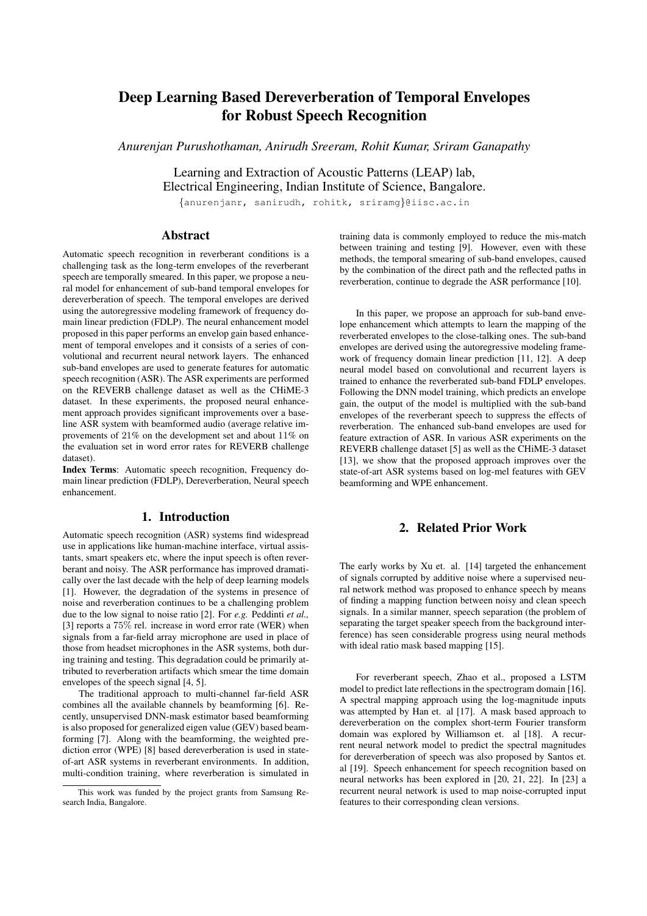# Deep Learning Based Dereverberation of Temporal Envelopes for Robust Speech Recognition

*Anurenjan Purushothaman, Anirudh Sreeram, Rohit Kumar, Sriram Ganapathy*

Learning and Extraction of Acoustic Patterns (LEAP) lab,
Electrical Engineering, Indian Institute of Science, Bangalore.

{anurenjanr, sanirudh, rohitk, sriramg}@iisc.ac.in

## Abstract

Automatic speech recognition in reverberant conditions is a challenging task as the long-term envelopes of the reverberant speech are temporally smeared. In this paper, we propose a neural model for enhancement of sub-band temporal envelopes for dereverberation of speech. The temporal envelopes are derived using the autoregressive modeling framework of frequency domain linear prediction (FDLP). The neural enhancement model proposed in this paper performs an envelop gain based enhancement of temporal envelopes and it consists of a series of convolutional and recurrent neural network layers. The enhanced sub-band envelopes are used to generate features for automatic speech recognition (ASR). The ASR experiments are performed on the REVERB challenge dataset as well as the CHiME-3 dataset. In these experiments, the proposed neural enhancement approach provides significant improvements over a baseline ASR system with beamformed audio (average relative improvements of 21% on the development set and about 11% on the evaluation set in word error rates for REVERB challenge dataset).

**Index Terms**: Automatic speech recognition, Frequency domain linear prediction (FDLP), Dereverberation, Neural speech enhancement.

## 1. Introduction

Automatic speech recognition (ASR) systems find widespread use in applications like human-machine interface, virtual assistants, smart speakers etc, where the input speech is often reverberant and noisy. The ASR performance has improved dramatically over the last decade with the help of deep learning models [1]. However, the degradation of the systems in presence of noise and reverberation continues to be a challenging problem due to the low signal to noise ratio [2]. For *e.g.* Peddinti *et al.,* [3] reports a 75% rel. increase in word error rate (WER) when signals from a far-field array microphone are used in place of those from headset microphones in the ASR systems, both during training and testing. This degradation could be primarily attributed to reverberation artifacts which smear the time domain envelopes of the speech signal [4, 5].

The traditional approach to multi-channel far-field ASR combines all the available channels by beamforming [6]. Recently, unsupervised DNN-mask estimator based beamforming is also proposed for generalized eigen value (GEV) based beamforming [7]. Along with the beamforming, the weighted prediction error (WPE) [8] based dereverberation is used in state-of-art ASR systems in reverberant environments. In addition, multi-condition training, where reverberation is simulated in training data is commonly employed to reduce the mis-match between training and testing [9]. However, even with these methods, the temporal smearing of sub-band envelopes, caused by the combination of the direct path and the reflected paths in reverberation, continue to degrade the ASR performance [10].

In this paper, we propose an approach for sub-band envelope enhancement which attempts to learn the mapping of the reverberated envelopes to the close-talking ones. The sub-band envelopes are derived using the autoregressive modeling framework of frequency domain linear prediction [11, 12]. A deep neural model based on convolutional and recurrent layers is trained to enhance the reverberated sub-band FDLP envelopes. Following the DNN model training, which predicts an envelope gain, the output of the model is multiplied with the sub-band envelopes of the reverberant speech to suppress the effects of reverberation. The enhanced sub-band envelopes are used for feature extraction of ASR. In various ASR experiments on the REVERB challenge dataset [5] as well as the CHiME-3 dataset [13], we show that the proposed approach improves over the state-of-art ASR systems based on log-mel features with GEV beamforming and WPE enhancement.

## 2. Related Prior Work

The early works by Xu et. al. [14] targeted the enhancement of signals corrupted by additive noise where a supervised neural network method was proposed to enhance speech by means of finding a mapping function between noisy and clean speech signals. In a similar manner, speech separation (the problem of separating the target speaker speech from the background interference) has seen considerable progress using neural methods with ideal ratio mask based mapping [15].

For reverberant speech, Zhao et al., proposed a LSTM model to predict late reflections in the spectrogram domain [16]. A spectral mapping approach using the log-magnitude inputs was attempted by Han et. al [17]. A mask based approach to dereverberation on the complex short-term Fourier transform domain was explored by Williamson et. al [18]. A recurrent neural network model to predict the spectral magnitudes for dereverberation of speech was also proposed by Santos et. al [19]. Speech enhancement for speech recognition based on neural networks has been explored in [20, 21, 22]. In [23] a recurrent neural network is used to map noise-corrupted input features to their corresponding clean versions.

This work was funded by the project grants from Samsung Research India, Bangalore.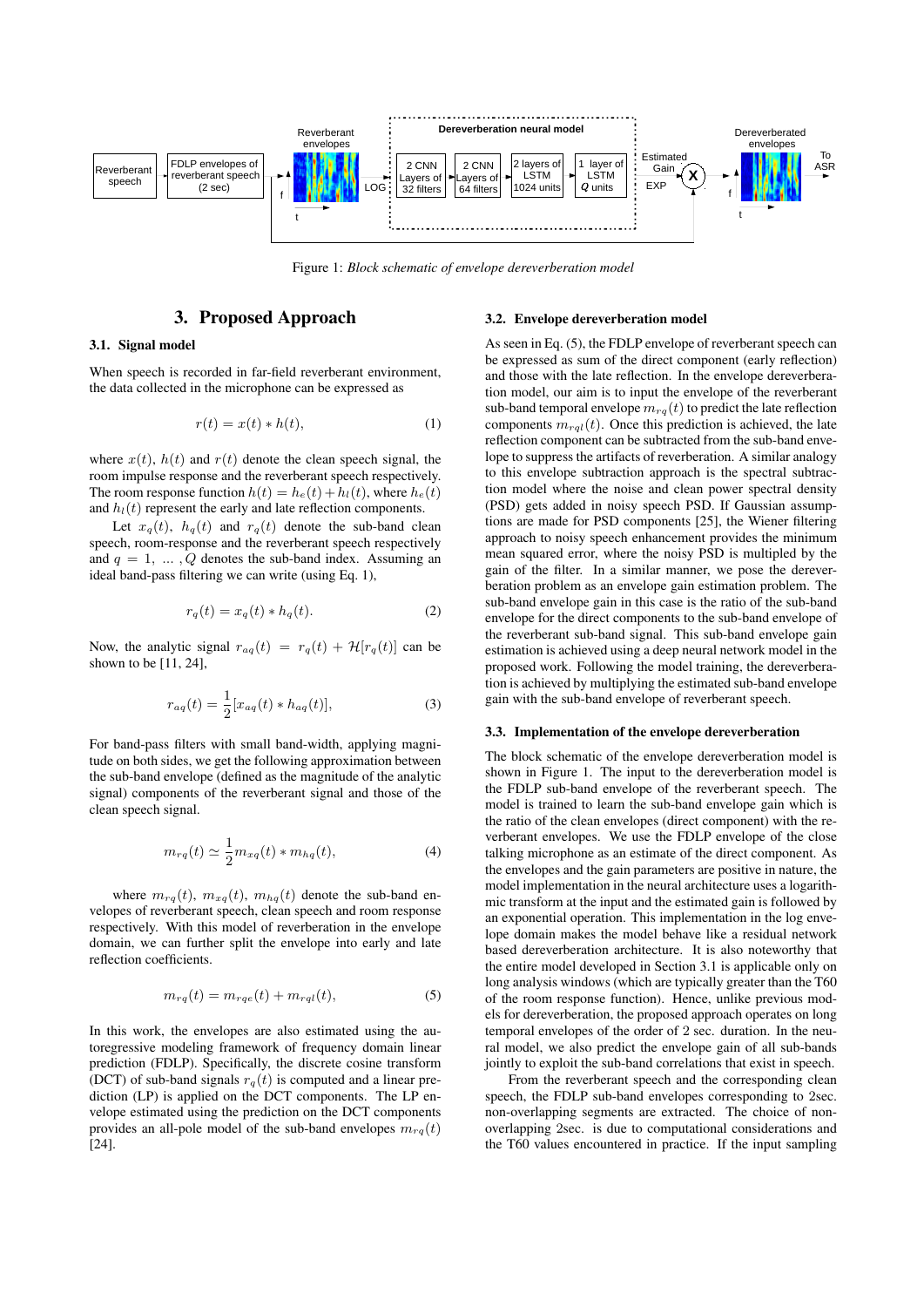Figure 1: *Block schematic of envelope dereverberation model*

## 3. Proposed Approach

### 3.1. Signal model

When speech is recorded in far-field reverberant environment, the data collected in the microphone can be expressed as

$$r(t) = x(t) * h(t), \tag{1}$$

where $x(t)$, $h(t)$ and $r(t)$ denote the clean speech signal, the room impulse response and the reverberant speech respectively. The room response function $h(t) = h_e(t) + h_l(t)$, where $h_e(t)$ and $h_l(t)$ represent the early and late reflection components.

Let $x_q(t)$, $h_q(t)$ and $r_q(t)$ denote the sub-band clean speech, room-response and the reverberant speech respectively and $q = 1, \ldots, Q$ denotes the sub-band index. Assuming an ideal band-pass filtering we can write (using Eq. 1),

$$r_q(t) = x_q(t) * h_q(t). \tag{2}$$

Now, the analytic signal $r_{aq}(t) = r_q(t) + \mathcal{H}[r_q(t)]$ can be shown to be [11, 24],

$$r_{aq}(t) = \frac{1}{2}[x_{aq}(t) * h_{aq}(t)], \tag{3}$$

For band-pass filters with small band-width, applying magnitude on both sides, we get the following approximation between the sub-band envelope (defined as the magnitude of the analytic signal) components of the reverberant signal and those of the clean speech signal.

$$m_{rq}(t) \simeq \frac{1}{2} m_{xq}(t) * m_{hq}(t), \tag{4}$$

where $m_{rq}(t)$, $m_{xq}(t)$, $m_{hq}(t)$ denote the sub-band envelopes of reverberant speech, clean speech and room response respectively. With this model of reverberation in the envelope domain, we can further split the envelope into early and late reflection coefficients.

$$m_{rq}(t) = m_{rqe}(t) + m_{rql}(t), \tag{5}$$

In this work, the envelopes are also estimated using the autoregressive modeling framework of frequency domain linear prediction (FDLP). Specifically, the discrete cosine transform (DCT) of sub-band signals $r_q(t)$ is computed and a linear prediction (LP) is applied on the DCT components. The LP envelope estimated using the prediction on the DCT components provides an all-pole model of the sub-band envelopes $m_{rq}(t)$ [24].

### 3.2. Envelope dereverberation model

As seen in Eq. (5), the FDLP envelope of reverberant speech can be expressed as sum of the direct component (early reflection) and those with the late reflection. In the envelope dereverberation model, our aim is to input the envelope of the reverberant sub-band temporal envelope $m_{rq}(t)$ to predict the late reflection components $m_{rql}(t)$. Once this prediction is achieved, the late reflection component can be subtracted from the sub-band envelope to suppress the artifacts of reverberation. A similar analogy to this envelope subtraction approach is the spectral subtraction model where the noise and clean power spectral density (PSD) gets added in noisy speech PSD. If Gaussian assumptions are made for PSD components [25], the Wiener filtering approach to noisy speech enhancement provides the minimum mean squared error, where the noisy PSD is multipled by the gain of the filter. In a similar manner, we pose the dereverberation problem as an envelope gain estimation problem. The sub-band envelope gain in this case is the ratio of the sub-band envelope for the direct components to the sub-band envelope of the reverberant sub-band signal. This sub-band envelope gain estimation is achieved using a deep neural network model in the proposed work. Following the model training, the dereverberation is achieved by multiplying the estimated sub-band envelope gain with the sub-band envelope of reverberant speech.

### 3.3. Implementation of the envelope dereverberation

The block schematic of the envelope dereverberation model is shown in Figure 1. The input to the dereverberation model is the FDLP sub-band envelope of the reverberant speech. The model is trained to learn the sub-band envelope gain which is the ratio of the clean envelopes (direct component) with the reverberant envelopes. We use the FDLP envelope of the close talking microphone as an estimate of the direct component. As the envelopes and the gain parameters are positive in nature, the model implementation in the neural architecture uses a logarithmic transform at the input and the estimated gain is followed by an exponential operation. This implementation in the log envelope domain makes the model behave like a residual network based dereverberation architecture. It is also noteworthy that the entire model developed in Section 3.1 is applicable only on long analysis windows (which are typically greater than the T60 of the room response function). Hence, unlike previous models for dereverberation, the proposed approach operates on long temporal envelopes of the order of 2 sec. duration. In the neural model, we also predict the envelope gain of all sub-bands jointly to exploit the sub-band correlations that exist in speech.

From the reverberant speech and the corresponding clean speech, the FDLP sub-band envelopes corresponding to 2sec. non-overlapping segments are extracted. The choice of non-overlapping 2sec. is due to computational considerations and the T60 values encountered in practice. If the input sampling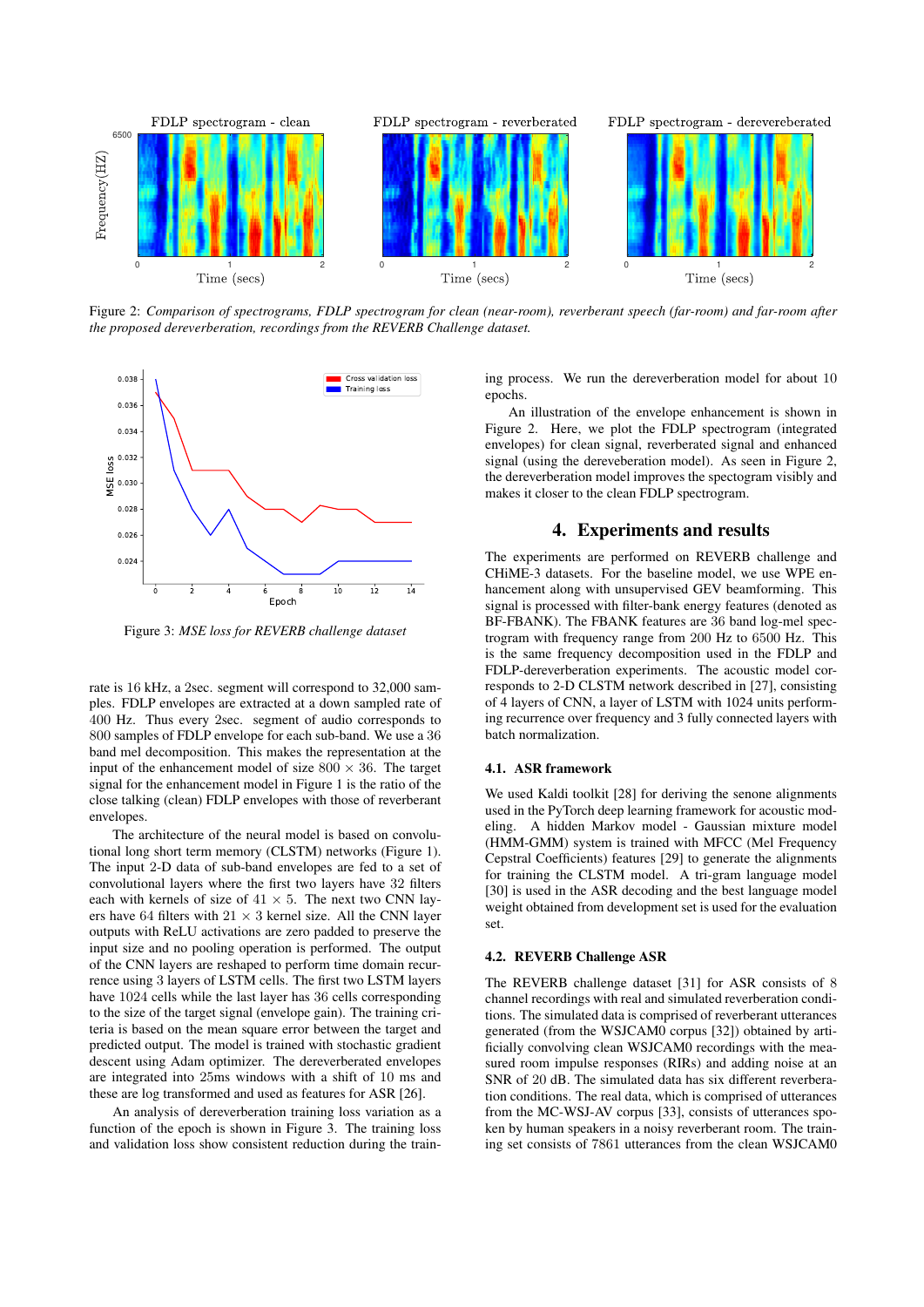Figure 2: *Comparison of spectrograms, FDLP spectrogram for clean (near-room), reverberant speech (far-room) and far-room after the proposed dereverberation, recordings from the REVERB Challenge dataset.*

Figure 3: *MSE loss for REVERB challenge dataset*

rate is 16 kHz, a 2sec. segment will correspond to 32,000 samples. FDLP envelopes are extracted at a down sampled rate of 400 Hz. Thus every 2sec. segment of audio corresponds to 800 samples of FDLP envelope for each sub-band. We use a 36 band mel decomposition. This makes the representation at the input of the enhancement model of size $800 \times 36$. The target signal for the enhancement model in Figure 1 is the ratio of the close talking (clean) FDLP envelopes with those of reverberant envelopes.

The architecture of the neural model is based on convolutional long short term memory (CLSTM) networks (Figure 1). The input 2-D data of sub-band envelopes are fed to a set of convolutional layers where the first two layers have 32 filters each with kernels of size of $41 \times 5$. The next two CNN layers have 64 filters with $21 \times 3$ kernel size. All the CNN layer outputs with ReLU activations are zero padded to preserve the input size and no pooling operation is performed. The output of the CNN layers are reshaped to perform time domain recurrence using 3 layers of LSTM cells. The first two LSTM layers have 1024 cells while the last layer has 36 cells corresponding to the size of the target signal (envelope gain). The training criteria is based on the mean square error between the target and predicted output. The model is trained with stochastic gradient descent using Adam optimizer. The dereverberated envelopes are integrated into 25ms windows with a shift of 10 ms and these are log transformed and used as features for ASR [26].

An analysis of dereverberation training loss variation as a function of the epoch is shown in Figure 3. The training loss and validation loss show consistent reduction during the training process. We run the dereverberation model for about 10 epochs.

An illustration of the envelope enhancement is shown in Figure 2. Here, we plot the FDLP spectrogram (integrated envelopes) for clean signal, reverberated signal and enhanced signal (using the dereveberation model). As seen in Figure 2, the dereverberation model improves the spectogram visibly and makes it closer to the clean FDLP spectrogram.

## 4. Experiments and results

The experiments are performed on REVERB challenge and CHiME-3 datasets. For the baseline model, we use WPE enhancement along with unsupervised GEV beamforming. This signal is processed with filter-bank energy features (denoted as BF-FBANK). The FBANK features are 36 band log-mel spectrogram with frequency range from 200 Hz to 6500 Hz. This is the same frequency decomposition used in the FDLP and FDLP-dereverberation experiments. The acoustic model corresponds to 2-D CLSTM network described in [27], consisting of 4 layers of CNN, a layer of LSTM with 1024 units performing recurrence over frequency and 3 fully connected layers with batch normalization.

### 4.1. ASR framework

We used Kaldi toolkit [28] for deriving the senone alignments used in the PyTorch deep learning framework for acoustic modeling. A hidden Markov model - Gaussian mixture model (HMM-GMM) system is trained with MFCC (Mel Frequency Cepstral Coefficients) features [29] to generate the alignments for training the CLSTM model. A tri-gram language model [30] is used in the ASR decoding and the best language model weight obtained from development set is used for the evaluation set.

### 4.2. REVERB Challenge ASR

The REVERB challenge dataset [31] for ASR consists of 8 channel recordings with real and simulated reverberation conditions. The simulated data is comprised of reverberant utterances generated (from the WSJCAM0 corpus [32]) obtained by artificially convolving clean WSJCAM0 recordings with the measured room impulse responses (RIRs) and adding noise at an SNR of 20 dB. The simulated data has six different reverberation conditions. The real data, which is comprised of utterances from the MC-WSJ-AV corpus [33], consists of utterances spoken by human speakers in a noisy reverberant room. The training set consists of 7861 utterances from the clean WSJCAM0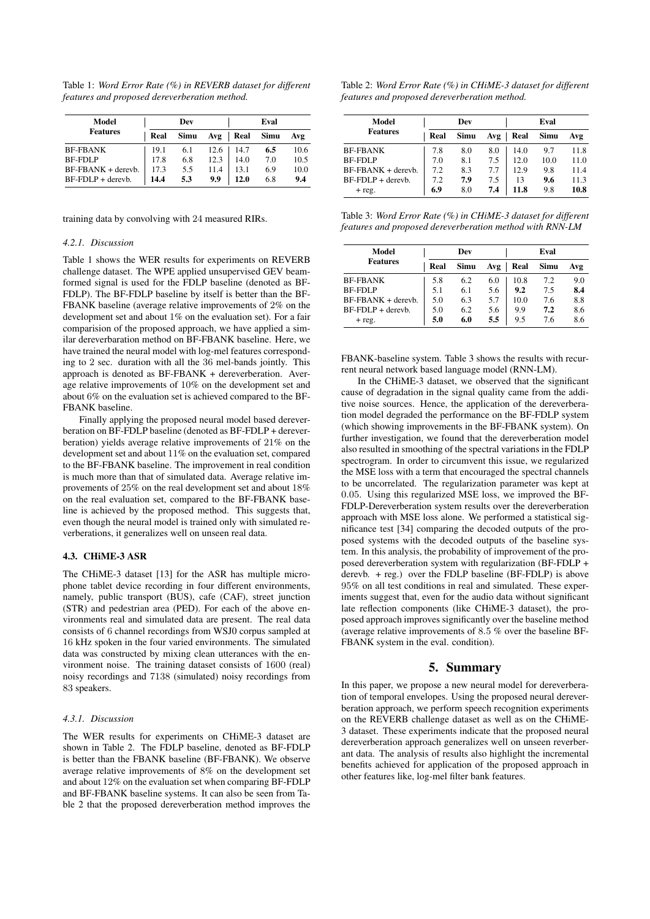Table 1: *Word Error Rate (%) in REVERB dataset for different features and proposed dereverberation method.*

| Model Features | Dev | | | Eval | | |
|---|---|---|---|---|---|---|
| | Real | Simu | Avg | Real | Simu | Avg |
| BF-FBANK | 19.1 | 6.1 | 12.6 | 14.7 | **6.5** | 10.6 |
| BF-FDLP | 17.8 | 6.8 | 12.3 | 14.0 | 7.0 | 10.5 |
| BF-FBANK + derevb. | 17.3 | 5.5 | 11.4 | 13.1 | 6.9 | 10.0 |
| BF-FDLP + derevb. | **14.4** | **5.3** | **9.9** | **12.0** | 6.8 | **9.4** |

training data by convolving with 24 measured RIRs.

#### 4.2.1. Discussion

Table 1 shows the WER results for experiments on REVERB challenge dataset. The WPE applied unsupervised GEV beamformed signal is used for the FDLP baseline (denoted as BF-FDLP). The BF-FDLP baseline by itself is better than the BF-FBANK baseline (average relative improvements of 2% on the development set and about 1% on the evaluation set). For a fair comparision of the proposed approach, we have applied a similar dereverbaration method on BF-FBANK baseline. Here, we have trained the neural model with log-mel features corresponding to 2 sec. duration with all the 36 mel-bands jointly. This approach is denoted as BF-FBANK + dereverberation. Average relative improvements of 10% on the development set and about 6% on the evaluation set is achieved compared to the BF-FBANK baseline.

Finally applying the proposed neural model based dereverberation on BF-FDLP baseline (denoted as BF-FDLP + dereverberation) yields average relative improvements of 21% on the development set and about 11% on the evaluation set, compared to the BF-FBANK baseline. The improvement in real condition is much more than that of simulated data. Average relative improvements of 25% on the real development set and about 18% on the real evaluation set, compared to the BF-FBANK baseline is achieved by the proposed method. This suggests that, even though the neural model is trained only with simulated reverberations, it generalizes well on unseen real data.

### 4.3. CHiME-3 ASR

The CHiME-3 dataset [13] for the ASR has multiple microphone tablet device recording in four different environments, namely, public transport (BUS), cafe (CAF), street junction (STR) and pedestrian area (PED). For each of the above environments real and simulated data are present. The real data consists of 6 channel recordings from WSJ0 corpus sampled at 16 kHz spoken in the four varied environments. The simulated data was constructed by mixing clean utterances with the environment noise. The training dataset consists of 1600 (real) noisy recordings and 7138 (simulated) noisy recordings from 83 speakers.

#### 4.3.1. Discussion

The WER results for experiments on CHiME-3 dataset are shown in Table 2. The FDLP baseline, denoted as BF-FDLP is better than the FBANK baseline (BF-FBANK). We observe average relative improvements of 8% on the development set and about 12% on the evaluation set when comparing BF-FDLP and BF-FBANK baseline systems. It can also be seen from Table 2 that the proposed dereverberation method improves the FBANK-baseline system. Table 3 shows the results with recurrent neural network based language model (RNN-LM).

Table 2: *Word Error Rate (%) in CHiME-3 dataset for different features and proposed dereverberation method.*

| Model Features | Dev | | | Eval | | |
|---|---|---|---|---|---|---|
| | Real | Simu | Avg | Real | Simu | Avg |
| BF-FBANK | 7.8 | 8.0 | 8.0 | 14.0 | 9.7 | 11.8 |
| BF-FDLP | 7.0 | 8.1 | 7.5 | 12.0 | 10.0 | 11.0 |
| BF-FBANK + derevb. | 7.2 | 8.3 | 7.7 | 12.9 | 9.8 | 11.4 |
| BF-FDLP + derevb. | 7.2 | **7.9** | 7.5 | 13 | **9.6** | 11.3 |
| + reg. | **6.9** | 8.0 | **7.4** | **11.8** | 9.8 | **10.8** |

Table 3: *Word Error Rate (%) in CHiME-3 dataset for different features and proposed dereverberation method with RNN-LM*

| Model Features | Dev | | | Eval | | |
|---|---|---|---|---|---|---|
| | Real | Simu | Avg | Real | Simu | Avg |
| BF-FBANK | 5.8 | 6.2 | 6.0 | 10.8 | 7.2 | 9.0 |
| BF-FDLP | 5.1 | 6.1 | 5.6 | **9.2** | 7.5 | **8.4** |
| BF-FBANK + derevb. | 5.0 | 6.3 | 5.7 | 10.0 | 7.6 | 8.8 |
| BF-FDLP + derevb. | 5.0 | 6.2 | 5.6 | 9.9 | **7.2** | 8.6 |
| + reg. | **5.0** | **6.0** | **5.5** | 9.5 | 7.6 | 8.6 |

In the CHiME-3 dataset, we observed that the significant cause of degradation in the signal quality came from the additive noise sources. Hence, the application of the dereverberation model degraded the performance on the BF-FDLP system (which showing improvements in the BF-FBANK system). On further investigation, we found that the dereverberation model also resulted in smoothing of the spectral variations in the FDLP spectrogram. In order to circumvent this issue, we regularized the MSE loss with a term that encouraged the spectral channels to be uncorrelated. The regularization parameter was kept at 0.05. Using this regularized MSE loss, we improved the BF-FDLP-Dereverberation system results over the dereverberation approach with MSE loss alone. We performed a statistical significance test [34] comparing the decoded outputs of the proposed systems with the decoded outputs of the baseline system. In this analysis, the probability of improvement of the proposed dereverberation system with regularization (BF-FDLP + derevb. + reg.) over the FDLP baseline (BF-FDLP) is above 95% on all test conditions in real and simulated. These experiments suggest that, even for the audio data without significant late reflection components (like CHiME-3 dataset), the proposed approach improves significantly over the baseline method (average relative improvements of 8.5 % over the baseline BF-FBANK system in the eval. condition).

## 5. Summary

In this paper, we propose a new neural model for dereverberation of temporal envelopes. Using the proposed neural dereverberation approach, we perform speech recognition experiments on the REVERB challenge dataset as well as on the CHiME-3 dataset. These experiments indicate that the proposed neural dereverberation approach generalizes well on unseen reverberant data. The analysis of results also highlight the incremental benefits achieved for application of the proposed approach in other features like, log-mel filter bank features.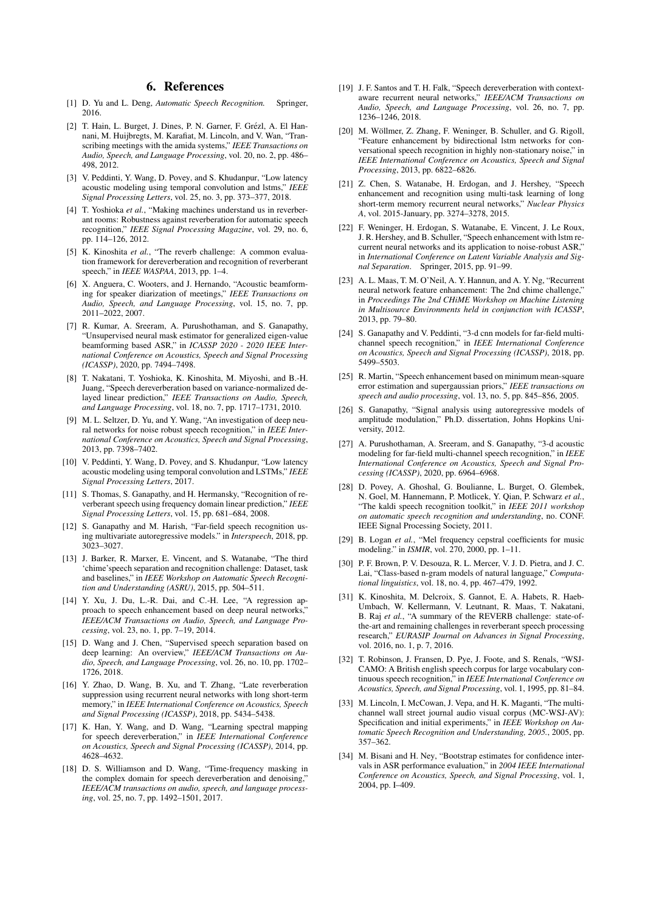## 6. References

[1] D. Yu and L. Deng, *Automatic Speech Recognition.* Springer, 2016.

[2] T. Hain, L. Burget, J. Dines, P. N. Garner, F. Grézl, A. El Hannani, M. Huijbregts, M. Karafiat, M. Lincoln, and V. Wan, "Transcribing meetings with the amida systems," *IEEE Transactions on Audio, Speech, and Language Processing*, vol. 20, no. 2, pp. 486–498, 2012.

[3] V. Peddinti, Y. Wang, D. Povey, and S. Khudanpur, "Low latency acoustic modeling using temporal convolution and lstms," *IEEE Signal Processing Letters*, vol. 25, no. 3, pp. 373–377, 2018.

[4] T. Yoshioka *et al.*, "Making machines understand us in reverberant rooms: Robustness against reverberation for automatic speech recognition," *IEEE Signal Processing Magazine*, vol. 29, no. 6, pp. 114–126, 2012.

[5] K. Kinoshita *et al.*, "The reverb challenge: A common evaluation framework for dereverberation and recognition of reverberant speech," in *IEEE WASPAA*, 2013, pp. 1–4.

[6] X. Anguera, C. Wooters, and J. Hernando, "Acoustic beamforming for speaker diarization of meetings," *IEEE Transactions on Audio, Speech, and Language Processing*, vol. 15, no. 7, pp. 2011–2022, 2007.

[7] R. Kumar, A. Sreeram, A. Purushothaman, and S. Ganapathy, "Unsupervised neural mask estimator for generalized eigen-value beamforming based ASR," in *ICASSP 2020 - 2020 IEEE International Conference on Acoustics, Speech and Signal Processing (ICASSP)*, 2020, pp. 7494–7498.

[8] T. Nakatani, T. Yoshioka, K. Kinoshita, M. Miyoshi, and B.-H. Juang, "Speech dereverberation based on variance-normalized delayed linear prediction," *IEEE Transactions on Audio, Speech, and Language Processing*, vol. 18, no. 7, pp. 1717–1731, 2010.

[9] M. L. Seltzer, D. Yu, and Y. Wang, "An investigation of deep neural networks for noise robust speech recognition," in *IEEE International Conference on Acoustics, Speech and Signal Processing*, 2013, pp. 7398–7402.

[10] V. Peddinti, Y. Wang, D. Povey, and S. Khudanpur, "Low latency acoustic modeling using temporal convolution and LSTMs," *IEEE Signal Processing Letters*, 2017.

[11] S. Thomas, S. Ganapathy, and H. Hermansky, "Recognition of reverberant speech using frequency domain linear prediction," *IEEE Signal Processing Letters*, vol. 15, pp. 681–684, 2008.

[12] S. Ganapathy and M. Harish, "Far-field speech recognition using multivariate autoregressive models." in *Interspeech*, 2018, pp. 3023–3027.

[13] J. Barker, R. Marxer, E. Vincent, and S. Watanabe, "The third 'chime'speech separation and recognition challenge: Dataset, task and baselines," in *IEEE Workshop on Automatic Speech Recognition and Understanding (ASRU)*, 2015, pp. 504–511.

[14] Y. Xu, J. Du, L.-R. Dai, and C.-H. Lee, "A regression approach to speech enhancement based on deep neural networks," *IEEE/ACM Transactions on Audio, Speech, and Language Processing*, vol. 23, no. 1, pp. 7–19, 2014.

[15] D. Wang and J. Chen, "Supervised speech separation based on deep learning: An overview," *IEEE/ACM Transactions on Audio, Speech, and Language Processing*, vol. 26, no. 10, pp. 1702–1726, 2018.

[16] Y. Zhao, D. Wang, B. Xu, and T. Zhang, "Late reverberation suppression using recurrent neural networks with long short-term memory," in *IEEE International Conference on Acoustics, Speech and Signal Processing (ICASSP)*, 2018, pp. 5434–5438.

[17] K. Han, Y. Wang, and D. Wang, "Learning spectral mapping for speech dereverberation," in *IEEE International Conference on Acoustics, Speech and Signal Processing (ICASSP)*, 2014, pp. 4628–4632.

[18] D. S. Williamson and D. Wang, "Time-frequency masking in the complex domain for speech dereverberation and denoising," *IEEE/ACM transactions on audio, speech, and language processing*, vol. 25, no. 7, pp. 1492–1501, 2017.

[19] J. F. Santos and T. H. Falk, "Speech dereverberation with context-aware recurrent neural networks," *IEEE/ACM Transactions on Audio, Speech, and Language Processing*, vol. 26, no. 7, pp. 1236–1246, 2018.

[20] M. Wöllmer, Z. Zhang, F. Weninger, B. Schuller, and G. Rigoll, "Feature enhancement by bidirectional lstm networks for conversational speech recognition in highly non-stationary noise," in *IEEE International Conference on Acoustics, Speech and Signal Processing*, 2013, pp. 6822–6826.

[21] Z. Chen, S. Watanabe, H. Erdogan, and J. Hershey, "Speech enhancement and recognition using multi-task learning of long short-term memory recurrent neural networks," *Nuclear Physics A*, vol. 2015-January, pp. 3274–3278, 2015.

[22] F. Weninger, H. Erdogan, S. Watanabe, E. Vincent, J. Le Roux, J. R. Hershey, and B. Schuller, "Speech enhancement with lstm recurrent neural networks and its application to noise-robust ASR," in *International Conference on Latent Variable Analysis and Signal Separation*. Springer, 2015, pp. 91–99.

[23] A. L. Maas, T. M. O'Neil, A. Y. Hannun, and A. Y. Ng, "Recurrent neural network feature enhancement: The 2nd chime challenge," in *Proceedings The 2nd CHiME Workshop on Machine Listening in Multisource Environments held in conjunction with ICASSP*, 2013, pp. 79–80.

[24] S. Ganapathy and V. Peddinti, "3-d cnn models for far-field multichannel speech recognition," in *IEEE International Conference on Acoustics, Speech and Signal Processing (ICASSP)*, 2018, pp. 5499–5503.

[25] R. Martin, "Speech enhancement based on minimum mean-square error estimation and supergaussian priors," *IEEE transactions on speech and audio processing*, vol. 13, no. 5, pp. 845–856, 2005.

[26] S. Ganapathy, "Signal analysis using autoregressive models of amplitude modulation," Ph.D. dissertation, Johns Hopkins University, 2012.

[27] A. Purushothaman, A. Sreeram, and S. Ganapathy, "3-d acoustic modeling for far-field multi-channel speech recognition," in *IEEE International Conference on Acoustics, Speech and Signal Processing (ICASSP)*, 2020, pp. 6964–6968.

[28] D. Povey, A. Ghoshal, G. Boulianne, L. Burget, O. Glembek, N. Goel, M. Hannemann, P. Motlicek, Y. Qian, P. Schwarz *et al.*, "The kaldi speech recognition toolkit," in *IEEE 2011 workshop on automatic speech recognition and understanding*, no. CONF. IEEE Signal Processing Society, 2011.

[29] B. Logan *et al.*, "Mel frequency cepstral coefficients for music modeling." in *ISMIR*, vol. 270, 2000, pp. 1–11.

[30] P. F. Brown, P. V. Desouza, R. L. Mercer, V. J. D. Pietra, and J. C. Lai, "Class-based n-gram models of natural language," *Computational linguistics*, vol. 18, no. 4, pp. 467–479, 1992.

[31] K. Kinoshita, M. Delcroix, S. Gannot, E. A. Habets, R. Haeb-Umbach, W. Kellermann, V. Leutnant, R. Maas, T. Nakatani, B. Raj *et al.*, "A summary of the REVERB challenge: state-of-the-art and remaining challenges in reverberant speech processing research," *EURASIP Journal on Advances in Signal Processing*, vol. 2016, no. 1, p. 7, 2016.

[32] T. Robinson, J. Fransen, D. Pye, J. Foote, and S. Renals, "WSJCAMO: A British english speech corpus for large vocabulary continuous speech recognition," in *IEEE International Conference on Acoustics, Speech, and Signal Processing*, vol. 1, 1995, pp. 81–84.

[33] M. Lincoln, I. McCowan, J. Vepa, and H. K. Maganti, "The multichannel wall street journal audio visual corpus (MC-WSJ-AV): Specification and initial experiments," in *IEEE Workshop on Automatic Speech Recognition and Understanding, 2005.*, 2005, pp. 357–362.

[34] M. Bisani and H. Ney, "Bootstrap estimates for confidence intervals in ASR performance evaluation," in *2004 IEEE International Conference on Acoustics, Speech, and Signal Processing*, vol. 1, 2004, pp. I–409.